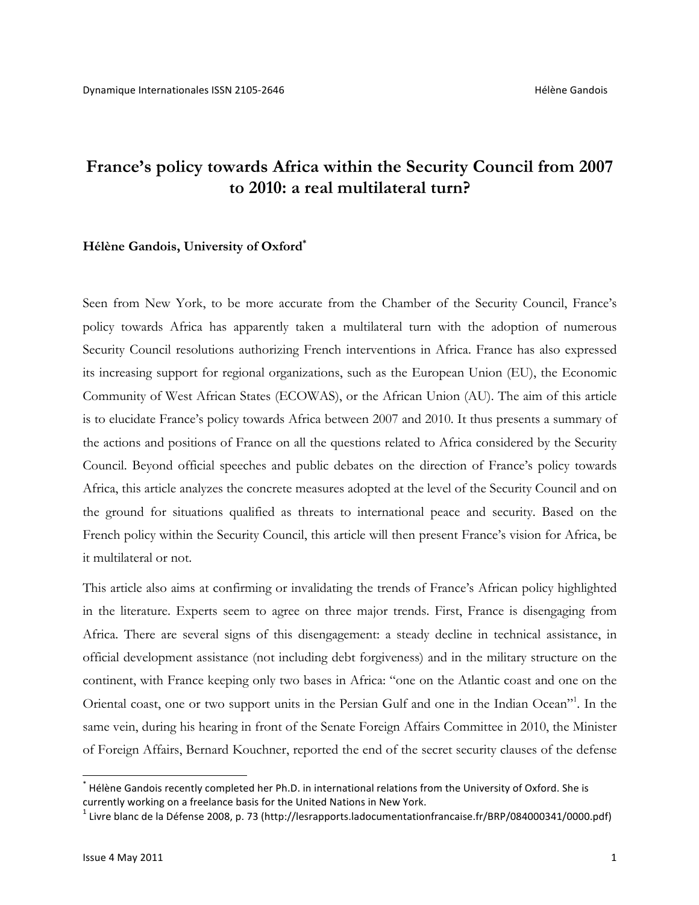# France's policy towards Africa within the Security Council from 2007 to 2010: a real multilateral turn?

**Hélène Gandois, University of Oxford***

Seen from New York, to be more accurate from the Chamber of the Security Council, France's policy towards Africa has apparently taken a multilateral turn with the adoption of numerous Security Council resolutions authorizing French interventions in Africa. France has also expressed its increasing support for regional organizations, such as the European Union (EU), the Economic Community of West African States (ECOWAS), or the African Union (AU). The aim of this article is to elucidate France's policy towards Africa between 2007 and 2010. It thus presents a summary of the actions and positions of France on all the questions related to Africa considered by the Security Council. Beyond official speeches and public debates on the direction of France's policy towards Africa, this article analyzes the concrete measures adopted at the level of the Security Council and on the ground for situations qualified as threats to international peace and security. Based on the French policy within the Security Council, this article will then present France's vision for Africa, be it multilateral or not.

This article also aims at confirming or invalidating the trends of France's African policy highlighted in the literature. Experts seem to agree on three major trends. First, France is disengaging from Africa. There are several signs of this disengagement: a steady decline in technical assistance, in official development assistance (not including debt forgiveness) and in the military structure on the continent, with France keeping only two bases in Africa: "one on the Atlantic coast and one on the Oriental coast, one or two support units in the Persian Gulf and one in the Indian Ocean"[1]. In the same vein, during his hearing in front of the Senate Foreign Affairs Committee in 2010, the Minister of Foreign Affairs, Bernard Kouchner, reported the end of the secret security clauses of the defense

---

* Hélène Gandois recently completed her Ph.D. in international relations from the University of Oxford. She is currently working on a freelance basis for the United Nations in New York.

[1] Livre blanc de la Défense 2008, p. 73 (http://lesrapports.ladocumentationfrancaise.fr/BRP/084000341/0000.pdf)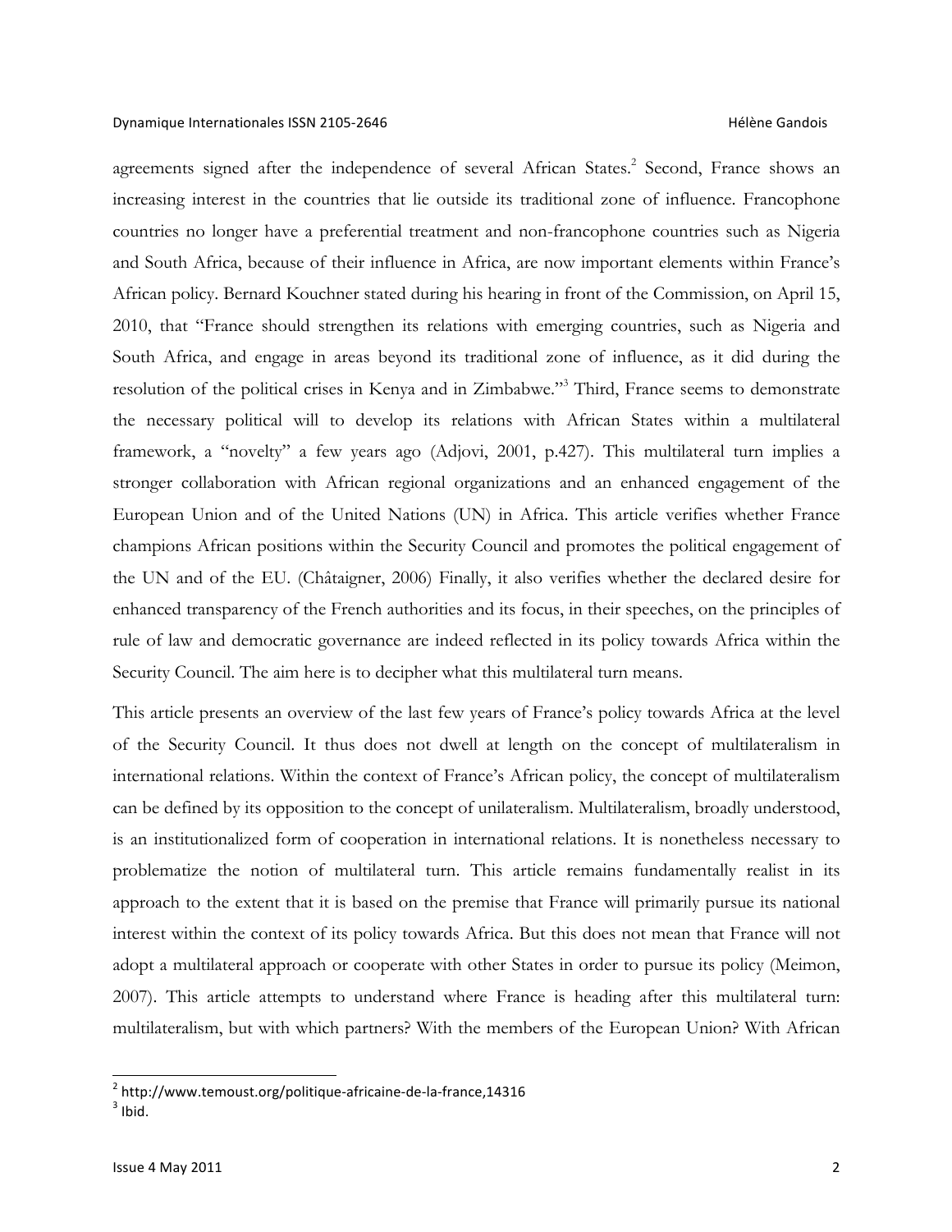agreements signed after the independence of several African States.[2] Second, France shows an increasing interest in the countries that lie outside its traditional zone of influence. Francophone countries no longer have a preferential treatment and non-francophone countries such as Nigeria and South Africa, because of their influence in Africa, are now important elements within France's African policy. Bernard Kouchner stated during his hearing in front of the Commission, on April 15, 2010, that "France should strengthen its relations with emerging countries, such as Nigeria and South Africa, and engage in areas beyond its traditional zone of influence, as it did during the resolution of the political crises in Kenya and in Zimbabwe."[3] Third, France seems to demonstrate the necessary political will to develop its relations with African States within a multilateral framework, a "novelty" a few years ago (Adjovi, 2001, p.427). This multilateral turn implies a stronger collaboration with African regional organizations and an enhanced engagement of the European Union and of the United Nations (UN) in Africa. This article verifies whether France champions African positions within the Security Council and promotes the political engagement of the UN and of the EU. (Châtaigner, 2006) Finally, it also verifies whether the declared desire for enhanced transparency of the French authorities and its focus, in their speeches, on the principles of rule of law and democratic governance are indeed reflected in its policy towards Africa within the Security Council. The aim here is to decipher what this multilateral turn means.

This article presents an overview of the last few years of France's policy towards Africa at the level of the Security Council. It thus does not dwell at length on the concept of multilateralism in international relations. Within the context of France's African policy, the concept of multilateralism can be defined by its opposition to the concept of unilateralism. Multilateralism, broadly understood, is an institutionalized form of cooperation in international relations. It is nonetheless necessary to problematize the notion of multilateral turn. This article remains fundamentally realist in its approach to the extent that it is based on the premise that France will primarily pursue its national interest within the context of its policy towards Africa. But this does not mean that France will not adopt a multilateral approach or cooperate with other States in order to pursue its policy (Meimon, 2007). This article attempts to understand where France is heading after this multilateral turn: multilateralism, but with which partners? With the members of the European Union? With African

[2] http://www.temoust.org/politique-africaine-de-la-france,14316

[3] Ibid.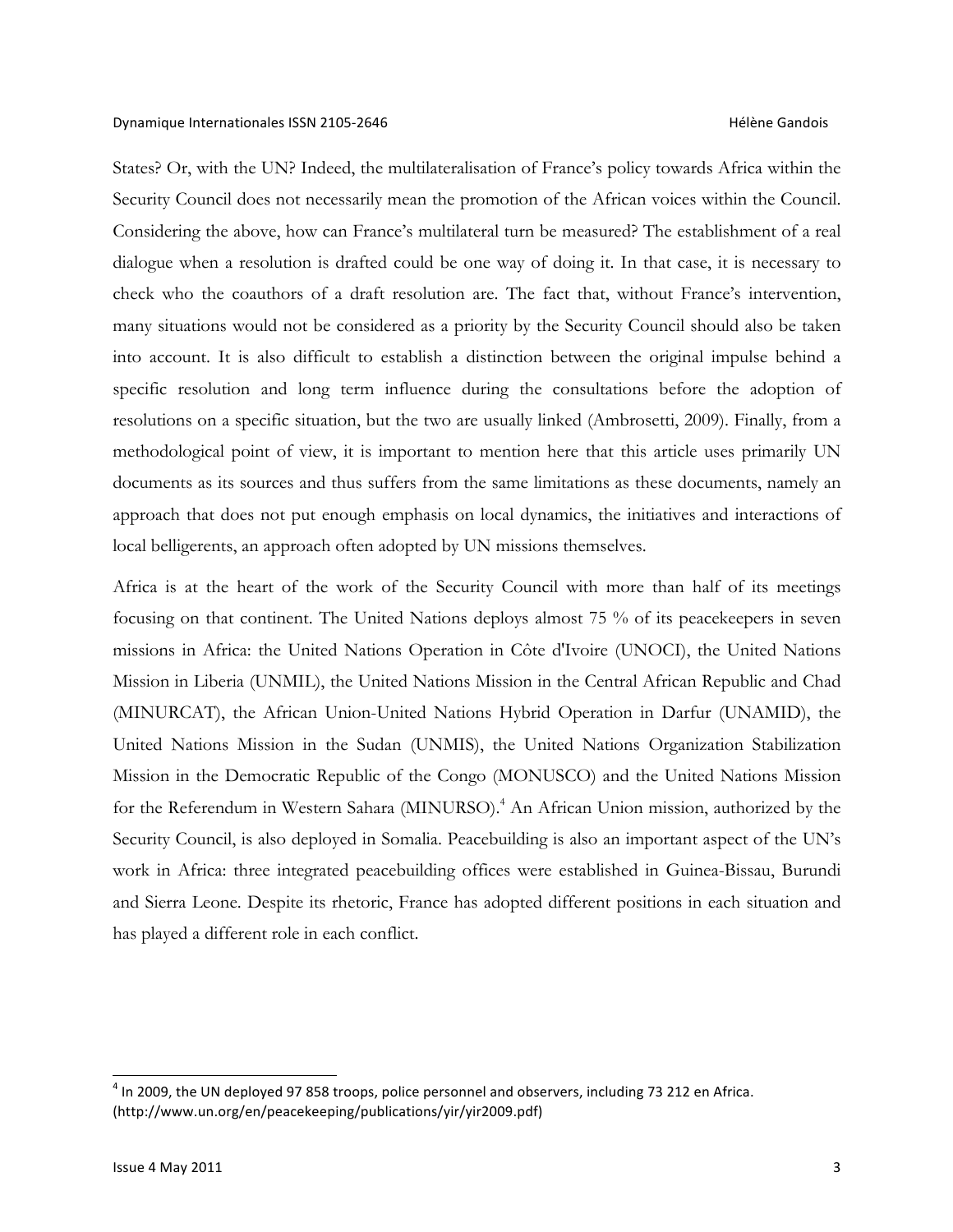States? Or, with the UN? Indeed, the multilateralisation of France's policy towards Africa within the Security Council does not necessarily mean the promotion of the African voices within the Council. Considering the above, how can France's multilateral turn be measured? The establishment of a real dialogue when a resolution is drafted could be one way of doing it. In that case, it is necessary to check who the coauthors of a draft resolution are. The fact that, without France's intervention, many situations would not be considered as a priority by the Security Council should also be taken into account. It is also difficult to establish a distinction between the original impulse behind a specific resolution and long term influence during the consultations before the adoption of resolutions on a specific situation, but the two are usually linked (Ambrosetti, 2009). Finally, from a methodological point of view, it is important to mention here that this article uses primarily UN documents as its sources and thus suffers from the same limitations as these documents, namely an approach that does not put enough emphasis on local dynamics, the initiatives and interactions of local belligerents, an approach often adopted by UN missions themselves.

Africa is at the heart of the work of the Security Council with more than half of its meetings focusing on that continent. The United Nations deploys almost 75 % of its peacekeepers in seven missions in Africa: the United Nations Operation in Côte d'Ivoire (UNOCI), the United Nations Mission in Liberia (UNMIL), the United Nations Mission in the Central African Republic and Chad (MINURCAT), the African Union-United Nations Hybrid Operation in Darfur (UNAMID), the United Nations Mission in the Sudan (UNMIS), the United Nations Organization Stabilization Mission in the Democratic Republic of the Congo (MONUSCO) and the United Nations Mission for the Referendum in Western Sahara (MINURSO).[4] An African Union mission, authorized by the Security Council, is also deployed in Somalia. Peacebuilding is also an important aspect of the UN's work in Africa: three integrated peacebuilding offices were established in Guinea-Bissau, Burundi and Sierra Leone. Despite its rhetoric, France has adopted different positions in each situation and has played a different role in each conflict.

---

[4] In 2009, the UN deployed 97 858 troops, police personnel and observers, including 73 212 en Africa. (http://www.un.org/en/peacekeeping/publications/yir/yir2009.pdf)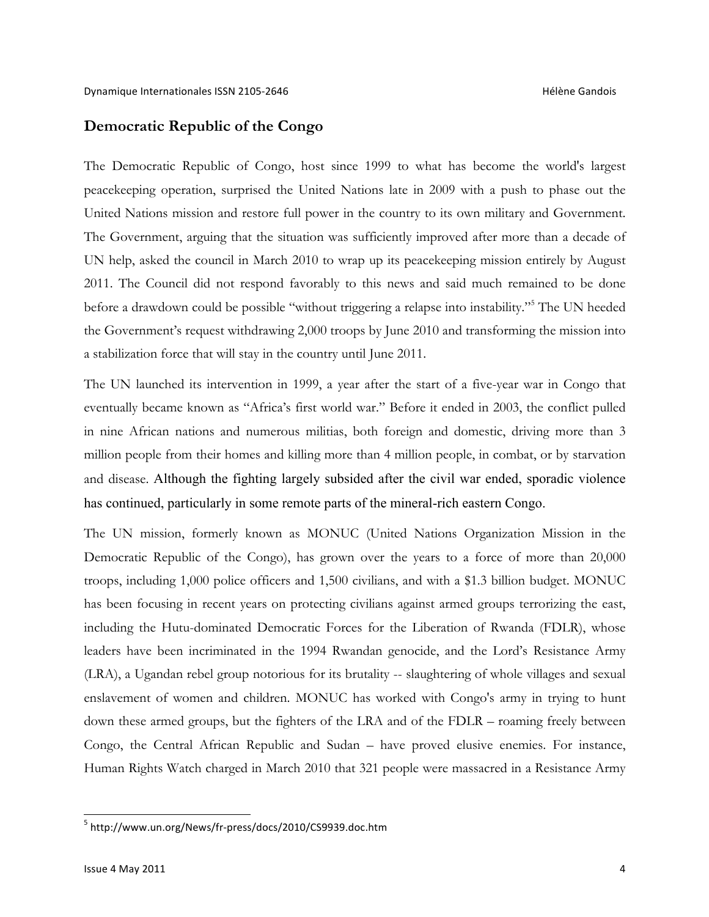## Democratic Republic of the Congo

The Democratic Republic of Congo, host since 1999 to what has become the world's largest peacekeeping operation, surprised the United Nations late in 2009 with a push to phase out the United Nations mission and restore full power in the country to its own military and Government. The Government, arguing that the situation was sufficiently improved after more than a decade of UN help, asked the council in March 2010 to wrap up its peacekeeping mission entirely by August 2011. The Council did not respond favorably to this news and said much remained to be done before a drawdown could be possible "without triggering a relapse into instability."[5] The UN heeded the Government's request withdrawing 2,000 troops by June 2010 and transforming the mission into a stabilization force that will stay in the country until June 2011.

The UN launched its intervention in 1999, a year after the start of a five-year war in Congo that eventually became known as "Africa's first world war." Before it ended in 2003, the conflict pulled in nine African nations and numerous militias, both foreign and domestic, driving more than 3 million people from their homes and killing more than 4 million people, in combat, or by starvation and disease. Although the fighting largely subsided after the civil war ended, sporadic violence has continued, particularly in some remote parts of the mineral-rich eastern Congo.

The UN mission, formerly known as MONUC (United Nations Organization Mission in the Democratic Republic of the Congo), has grown over the years to a force of more than 20,000 troops, including 1,000 police officers and 1,500 civilians, and with a $1.3 billion budget. MONUC has been focusing in recent years on protecting civilians against armed groups terrorizing the east, including the Hutu-dominated Democratic Forces for the Liberation of Rwanda (FDLR), whose leaders have been incriminated in the 1994 Rwandan genocide, and the Lord's Resistance Army (LRA), a Ugandan rebel group notorious for its brutality -- slaughtering of whole villages and sexual enslavement of women and children. MONUC has worked with Congo's army in trying to hunt down these armed groups, but the fighters of the LRA and of the FDLR – roaming freely between Congo, the Central African Republic and Sudan – have proved elusive enemies. For instance, Human Rights Watch charged in March 2010 that 321 people were massacred in a Resistance Army

[5] http://www.un.org/News/fr-press/docs/2010/CS9939.doc.htm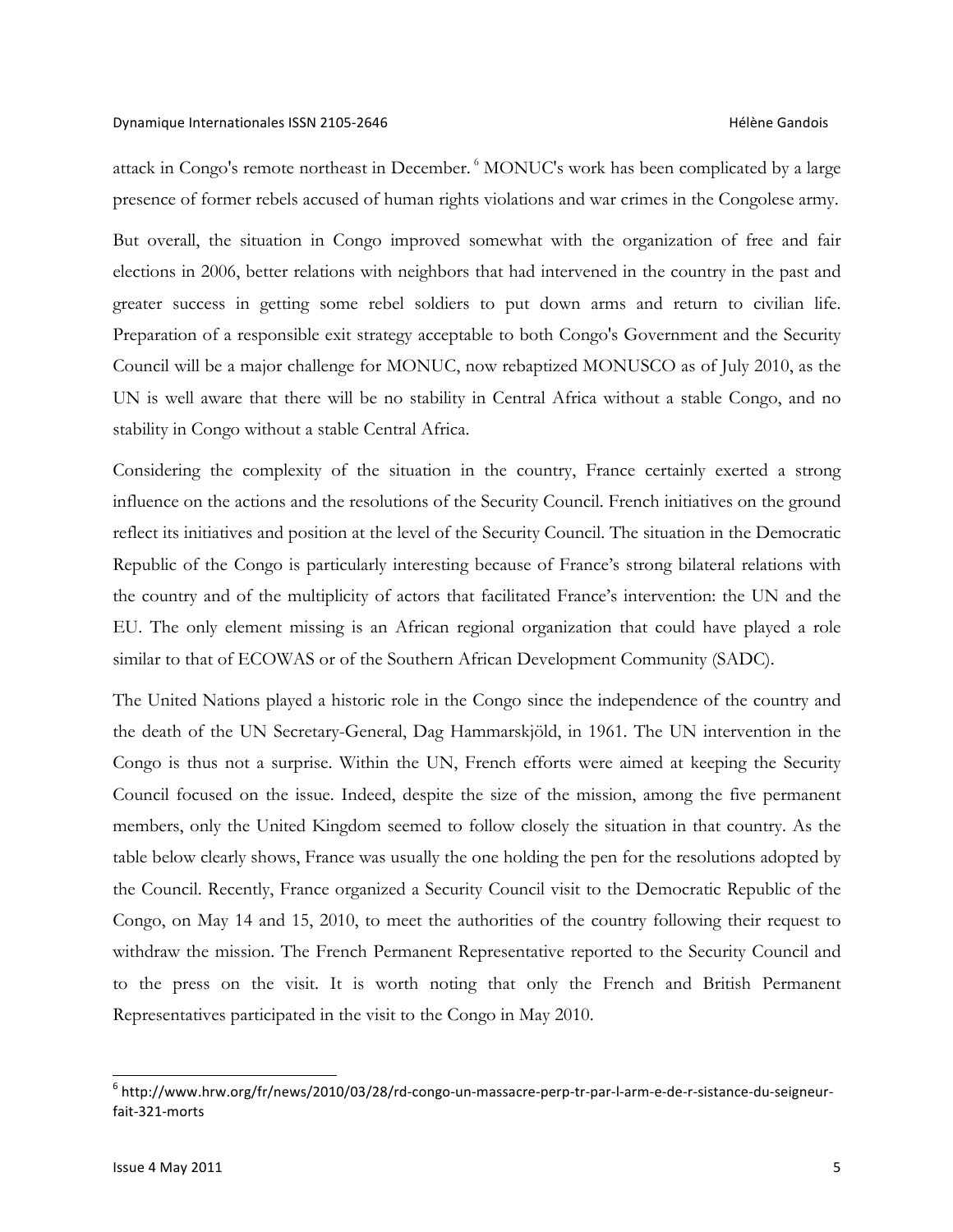attack in Congo's remote northeast in December. [6] MONUC's work has been complicated by a large presence of former rebels accused of human rights violations and war crimes in the Congolese army.

But overall, the situation in Congo improved somewhat with the organization of free and fair elections in 2006, better relations with neighbors that had intervened in the country in the past and greater success in getting some rebel soldiers to put down arms and return to civilian life. Preparation of a responsible exit strategy acceptable to both Congo's Government and the Security Council will be a major challenge for MONUC, now rebaptized MONUSCO as of July 2010, as the UN is well aware that there will be no stability in Central Africa without a stable Congo, and no stability in Congo without a stable Central Africa.

Considering the complexity of the situation in the country, France certainly exerted a strong influence on the actions and the resolutions of the Security Council. French initiatives on the ground reflect its initiatives and position at the level of the Security Council. The situation in the Democratic Republic of the Congo is particularly interesting because of France's strong bilateral relations with the country and of the multiplicity of actors that facilitated France's intervention: the UN and the EU. The only element missing is an African regional organization that could have played a role similar to that of ECOWAS or of the Southern African Development Community (SADC).

The United Nations played a historic role in the Congo since the independence of the country and the death of the UN Secretary-General, Dag Hammarskjöld, in 1961. The UN intervention in the Congo is thus not a surprise. Within the UN, French efforts were aimed at keeping the Security Council focused on the issue. Indeed, despite the size of the mission, among the five permanent members, only the United Kingdom seemed to follow closely the situation in that country. As the table below clearly shows, France was usually the one holding the pen for the resolutions adopted by the Council. Recently, France organized a Security Council visit to the Democratic Republic of the Congo, on May 14 and 15, 2010, to meet the authorities of the country following their request to withdraw the mission. The French Permanent Representative reported to the Security Council and to the press on the visit. It is worth noting that only the French and British Permanent Representatives participated in the visit to the Congo in May 2010.

[6] http://www.hrw.org/fr/news/2010/03/28/rd-congo-un-massacre-perp-tr-par-l-arm-e-de-r-sistance-du-seigneur-fait-321-morts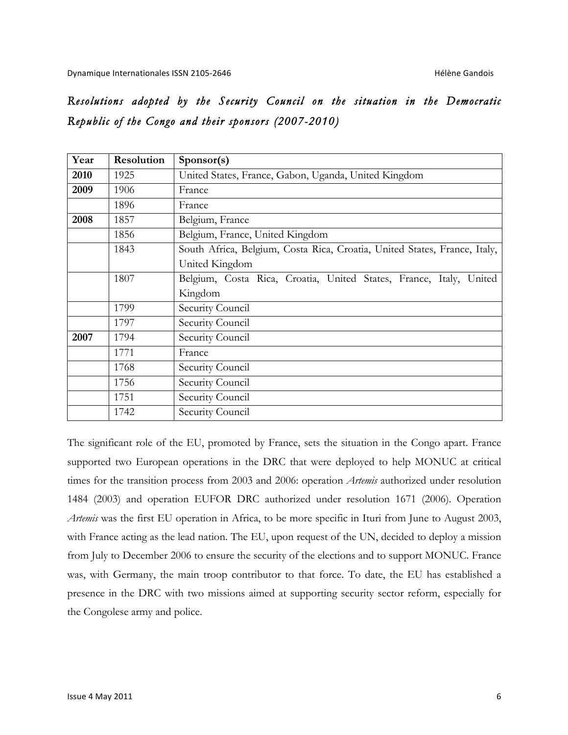*Resolutions adopted by the Security Council on the situation in the Democratic Republic of the Congo and their sponsors (2007-2010)*

| Year | Resolution | Sponsor(s) |
|---|---|---|
| **2010** | 1925 | United States, France, Gabon, Uganda, United Kingdom |
| **2009** | 1906 | France |
| | 1896 | France |
| **2008** | 1857 | Belgium, France |
| | 1856 | Belgium, France, United Kingdom |
| | 1843 | South Africa, Belgium, Costa Rica, Croatia, United States, France, Italy, United Kingdom |
| | 1807 | Belgium, Costa Rica, Croatia, United States, France, Italy, United Kingdom |
| | 1799 | Security Council |
| | 1797 | Security Council |
| **2007** | 1794 | Security Council |
| | 1771 | France |
| | 1768 | Security Council |
| | 1756 | Security Council |
| | 1751 | Security Council |
| | 1742 | Security Council |

The significant role of the EU, promoted by France, sets the situation in the Congo apart. France supported two European operations in the DRC that were deployed to help MONUC at critical times for the transition process from 2003 and 2006: operation *Artemis* authorized under resolution 1484 (2003) and operation EUFOR DRC authorized under resolution 1671 (2006). Operation *Artemis* was the first EU operation in Africa, to be more specific in Ituri from June to August 2003, with France acting as the lead nation. The EU, upon request of the UN, decided to deploy a mission from July to December 2006 to ensure the security of the elections and to support MONUC. France was, with Germany, the main troop contributor to that force. To date, the EU has established a presence in the DRC with two missions aimed at supporting security sector reform, especially for the Congolese army and police.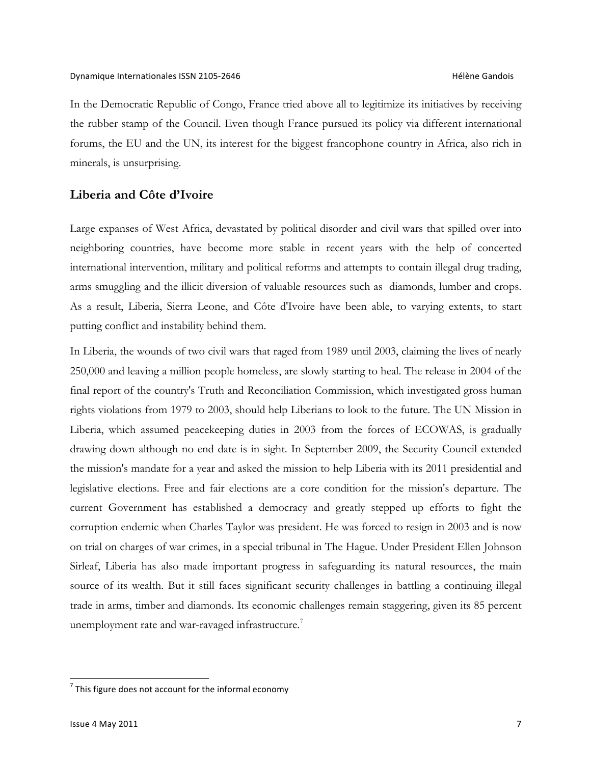In the Democratic Republic of Congo, France tried above all to legitimize its initiatives by receiving the rubber stamp of the Council. Even though France pursued its policy via different international forums, the EU and the UN, its interest for the biggest francophone country in Africa, also rich in minerals, is unsurprising.

## Liberia and Côte d'Ivoire

Large expanses of West Africa, devastated by political disorder and civil wars that spilled over into neighboring countries, have become more stable in recent years with the help of concerted international intervention, military and political reforms and attempts to contain illegal drug trading, arms smuggling and the illicit diversion of valuable resources such as diamonds, lumber and crops. As a result, Liberia, Sierra Leone, and Côte d'Ivoire have been able, to varying extents, to start putting conflict and instability behind them.

In Liberia, the wounds of two civil wars that raged from 1989 until 2003, claiming the lives of nearly 250,000 and leaving a million people homeless, are slowly starting to heal. The release in 2004 of the final report of the country's Truth and Reconciliation Commission, which investigated gross human rights violations from 1979 to 2003, should help Liberians to look to the future. The UN Mission in Liberia, which assumed peacekeeping duties in 2003 from the forces of ECOWAS, is gradually drawing down although no end date is in sight. In September 2009, the Security Council extended the mission's mandate for a year and asked the mission to help Liberia with its 2011 presidential and legislative elections. Free and fair elections are a core condition for the mission's departure. The current Government has established a democracy and greatly stepped up efforts to fight the corruption endemic when Charles Taylor was president. He was forced to resign in 2003 and is now on trial on charges of war crimes, in a special tribunal in The Hague. Under President Ellen Johnson Sirleaf, Liberia has also made important progress in safeguarding its natural resources, the main source of its wealth. But it still faces significant security challenges in battling a continuing illegal trade in arms, timber and diamonds. Its economic challenges remain staggering, given its 85 percent unemployment rate and war-ravaged infrastructure.[7]

[7] This figure does not account for the informal economy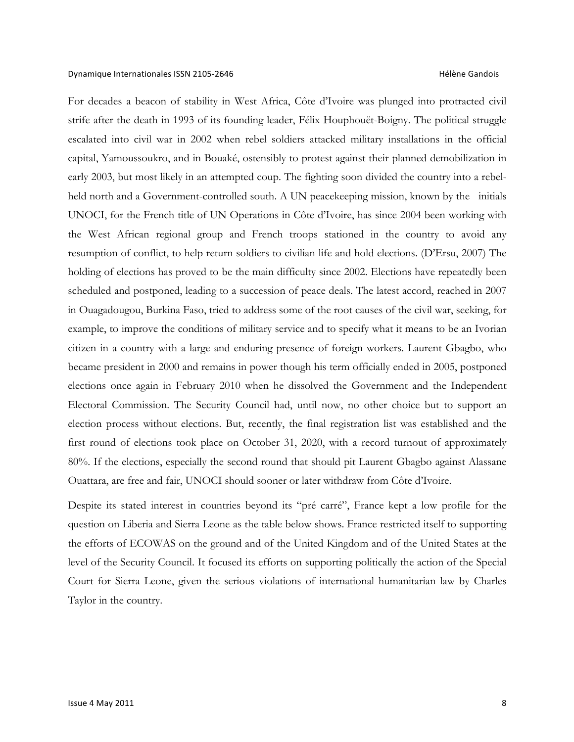For decades a beacon of stability in West Africa, Côte d'Ivoire was plunged into protracted civil strife after the death in 1993 of its founding leader, Félix Houphouët-Boigny. The political struggle escalated into civil war in 2002 when rebel soldiers attacked military installations in the official capital, Yamoussoukro, and in Bouaké, ostensibly to protest against their planned demobilization in early 2003, but most likely in an attempted coup. The fighting soon divided the country into a rebel-held north and a Government-controlled south. A UN peacekeeping mission, known by the initials UNOCI, for the French title of UN Operations in Côte d'Ivoire, has since 2004 been working with the West African regional group and French troops stationed in the country to avoid any resumption of conflict, to help return soldiers to civilian life and hold elections. (D'Ersu, 2007) The holding of elections has proved to be the main difficulty since 2002. Elections have repeatedly been scheduled and postponed, leading to a succession of peace deals. The latest accord, reached in 2007 in Ouagadougou, Burkina Faso, tried to address some of the root causes of the civil war, seeking, for example, to improve the conditions of military service and to specify what it means to be an Ivorian citizen in a country with a large and enduring presence of foreign workers. Laurent Gbagbo, who became president in 2000 and remains in power though his term officially ended in 2005, postponed elections once again in February 2010 when he dissolved the Government and the Independent Electoral Commission. The Security Council had, until now, no other choice but to support an election process without elections. But, recently, the final registration list was established and the first round of elections took place on October 31, 2020, with a record turnout of approximately 80%. If the elections, especially the second round that should pit Laurent Gbagbo against Alassane Ouattara, are free and fair, UNOCI should sooner or later withdraw from Côte d'Ivoire.

Despite its stated interest in countries beyond its "pré carré", France kept a low profile for the question on Liberia and Sierra Leone as the table below shows. France restricted itself to supporting the efforts of ECOWAS on the ground and of the United Kingdom and of the United States at the level of the Security Council. It focused its efforts on supporting politically the action of the Special Court for Sierra Leone, given the serious violations of international humanitarian law by Charles Taylor in the country.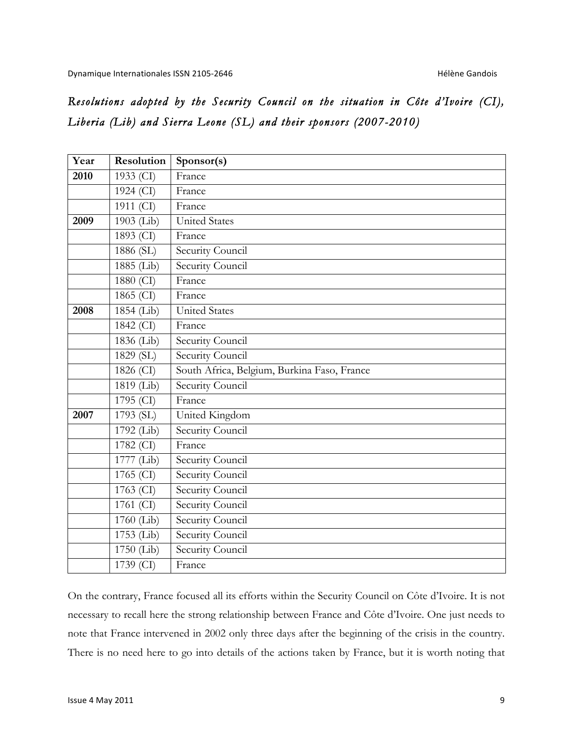*Resolutions adopted by the Security Council on the situation in Côte d'Ivoire (CI), Liberia (Lib) and Sierra Leone (SL) and their sponsors (2007-2010)*

| Year | Resolution | Sponsor(s) |
|---|---|---|
| **2010** | 1933 (CI) | France |
| | 1924 (CI) | France |
| | 1911 (CI) | France |
| **2009** | 1903 (Lib) | United States |
| | 1893 (CI) | France |
| | 1886 (SL) | Security Council |
| | 1885 (Lib) | Security Council |
| | 1880 (CI) | France |
| | 1865 (CI) | France |
| **2008** | 1854 (Lib) | United States |
| | 1842 (CI) | France |
| | 1836 (Lib) | Security Council |
| | 1829 (SL) | Security Council |
| | 1826 (CI) | South Africa, Belgium, Burkina Faso, France |
| | 1819 (Lib) | Security Council |
| | 1795 (CI) | France |
| **2007** | 1793 (SL) | United Kingdom |
| | 1792 (Lib) | Security Council |
| | 1782 (CI) | France |
| | 1777 (Lib) | Security Council |
| | 1765 (CI) | Security Council |
| | 1763 (CI) | Security Council |
| | 1761 (CI) | Security Council |
| | 1760 (Lib) | Security Council |
| | 1753 (Lib) | Security Council |
| | 1750 (Lib) | Security Council |
| | 1739 (CI) | France |

On the contrary, France focused all its efforts within the Security Council on Côte d'Ivoire. It is not necessary to recall here the strong relationship between France and Côte d'Ivoire. One just needs to note that France intervened in 2002 only three days after the beginning of the crisis in the country. There is no need here to go into details of the actions taken by France, but it is worth noting that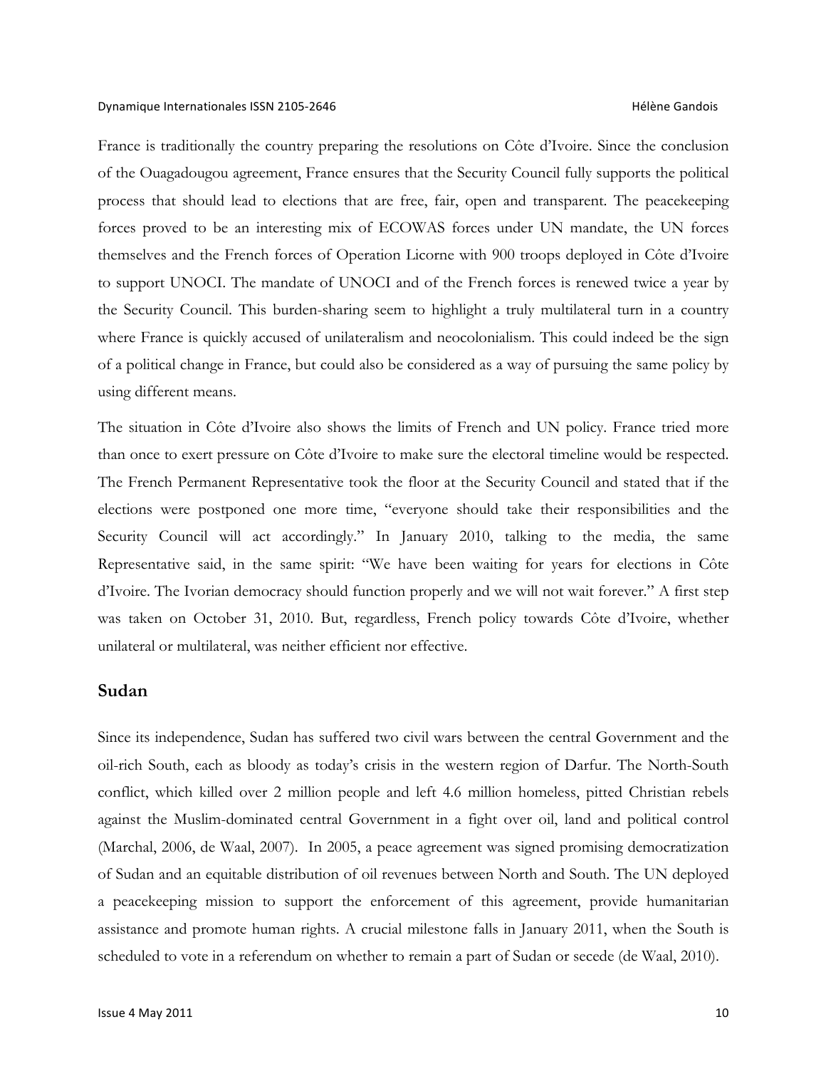France is traditionally the country preparing the resolutions on Côte d'Ivoire. Since the conclusion of the Ouagadougou agreement, France ensures that the Security Council fully supports the political process that should lead to elections that are free, fair, open and transparent. The peacekeeping forces proved to be an interesting mix of ECOWAS forces under UN mandate, the UN forces themselves and the French forces of Operation Licorne with 900 troops deployed in Côte d'Ivoire to support UNOCI. The mandate of UNOCI and of the French forces is renewed twice a year by the Security Council. This burden-sharing seem to highlight a truly multilateral turn in a country where France is quickly accused of unilateralism and neocolonialism. This could indeed be the sign of a political change in France, but could also be considered as a way of pursuing the same policy by using different means.

The situation in Côte d'Ivoire also shows the limits of French and UN policy. France tried more than once to exert pressure on Côte d'Ivoire to make sure the electoral timeline would be respected. The French Permanent Representative took the floor at the Security Council and stated that if the elections were postponed one more time, "everyone should take their responsibilities and the Security Council will act accordingly." In January 2010, talking to the media, the same Representative said, in the same spirit: "We have been waiting for years for elections in Côte d'Ivoire. The Ivorian democracy should function properly and we will not wait forever." A first step was taken on October 31, 2010. But, regardless, French policy towards Côte d'Ivoire, whether unilateral or multilateral, was neither efficient nor effective.

## Sudan

Since its independence, Sudan has suffered two civil wars between the central Government and the oil-rich South, each as bloody as today's crisis in the western region of Darfur. The North-South conflict, which killed over 2 million people and left 4.6 million homeless, pitted Christian rebels against the Muslim-dominated central Government in a fight over oil, land and political control (Marchal, 2006, de Waal, 2007). In 2005, a peace agreement was signed promising democratization of Sudan and an equitable distribution of oil revenues between North and South. The UN deployed a peacekeeping mission to support the enforcement of this agreement, provide humanitarian assistance and promote human rights. A crucial milestone falls in January 2011, when the South is scheduled to vote in a referendum on whether to remain a part of Sudan or secede (de Waal, 2010).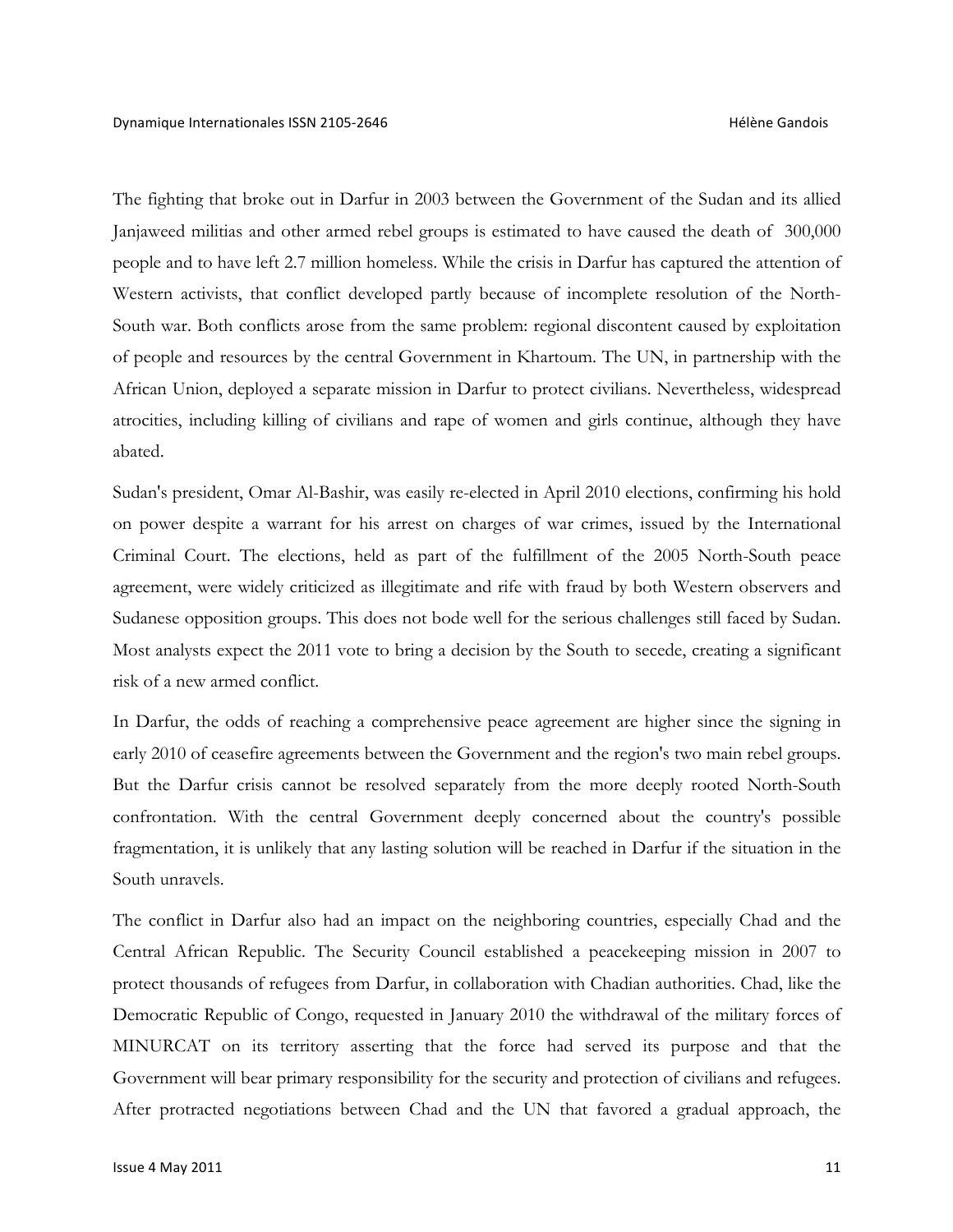The fighting that broke out in Darfur in 2003 between the Government of the Sudan and its allied Janjaweed militias and other armed rebel groups is estimated to have caused the death of 300,000 people and to have left 2.7 million homeless. While the crisis in Darfur has captured the attention of Western activists, that conflict developed partly because of incomplete resolution of the North-South war. Both conflicts arose from the same problem: regional discontent caused by exploitation of people and resources by the central Government in Khartoum. The UN, in partnership with the African Union, deployed a separate mission in Darfur to protect civilians. Nevertheless, widespread atrocities, including killing of civilians and rape of women and girls continue, although they have abated.

Sudan's president, Omar Al-Bashir, was easily re-elected in April 2010 elections, confirming his hold on power despite a warrant for his arrest on charges of war crimes, issued by the International Criminal Court. The elections, held as part of the fulfillment of the 2005 North-South peace agreement, were widely criticized as illegitimate and rife with fraud by both Western observers and Sudanese opposition groups. This does not bode well for the serious challenges still faced by Sudan. Most analysts expect the 2011 vote to bring a decision by the South to secede, creating a significant risk of a new armed conflict.

In Darfur, the odds of reaching a comprehensive peace agreement are higher since the signing in early 2010 of ceasefire agreements between the Government and the region's two main rebel groups. But the Darfur crisis cannot be resolved separately from the more deeply rooted North-South confrontation. With the central Government deeply concerned about the country's possible fragmentation, it is unlikely that any lasting solution will be reached in Darfur if the situation in the South unravels.

The conflict in Darfur also had an impact on the neighboring countries, especially Chad and the Central African Republic. The Security Council established a peacekeeping mission in 2007 to protect thousands of refugees from Darfur, in collaboration with Chadian authorities. Chad, like the Democratic Republic of Congo, requested in January 2010 the withdrawal of the military forces of MINURCAT on its territory asserting that the force had served its purpose and that the Government will bear primary responsibility for the security and protection of civilians and refugees. After protracted negotiations between Chad and the UN that favored a gradual approach, the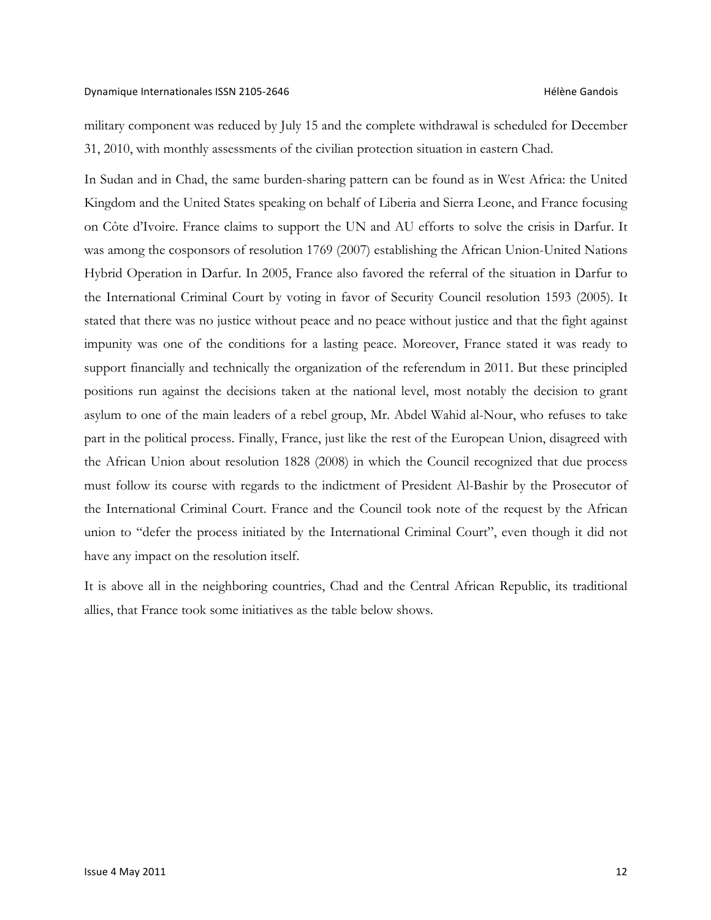military component was reduced by July 15 and the complete withdrawal is scheduled for December 31, 2010, with monthly assessments of the civilian protection situation in eastern Chad.

In Sudan and in Chad, the same burden-sharing pattern can be found as in West Africa: the United Kingdom and the United States speaking on behalf of Liberia and Sierra Leone, and France focusing on Côte d'Ivoire. France claims to support the UN and AU efforts to solve the crisis in Darfur. It was among the cosponsors of resolution 1769 (2007) establishing the African Union-United Nations Hybrid Operation in Darfur. In 2005, France also favored the referral of the situation in Darfur to the International Criminal Court by voting in favor of Security Council resolution 1593 (2005). It stated that there was no justice without peace and no peace without justice and that the fight against impunity was one of the conditions for a lasting peace. Moreover, France stated it was ready to support financially and technically the organization of the referendum in 2011. But these principled positions run against the decisions taken at the national level, most notably the decision to grant asylum to one of the main leaders of a rebel group, Mr. Abdel Wahid al-Nour, who refuses to take part in the political process. Finally, France, just like the rest of the European Union, disagreed with the African Union about resolution 1828 (2008) in which the Council recognized that due process must follow its course with regards to the indictment of President Al-Bashir by the Prosecutor of the International Criminal Court. France and the Council took note of the request by the African union to "defer the process initiated by the International Criminal Court", even though it did not have any impact on the resolution itself.

It is above all in the neighboring countries, Chad and the Central African Republic, its traditional allies, that France took some initiatives as the table below shows.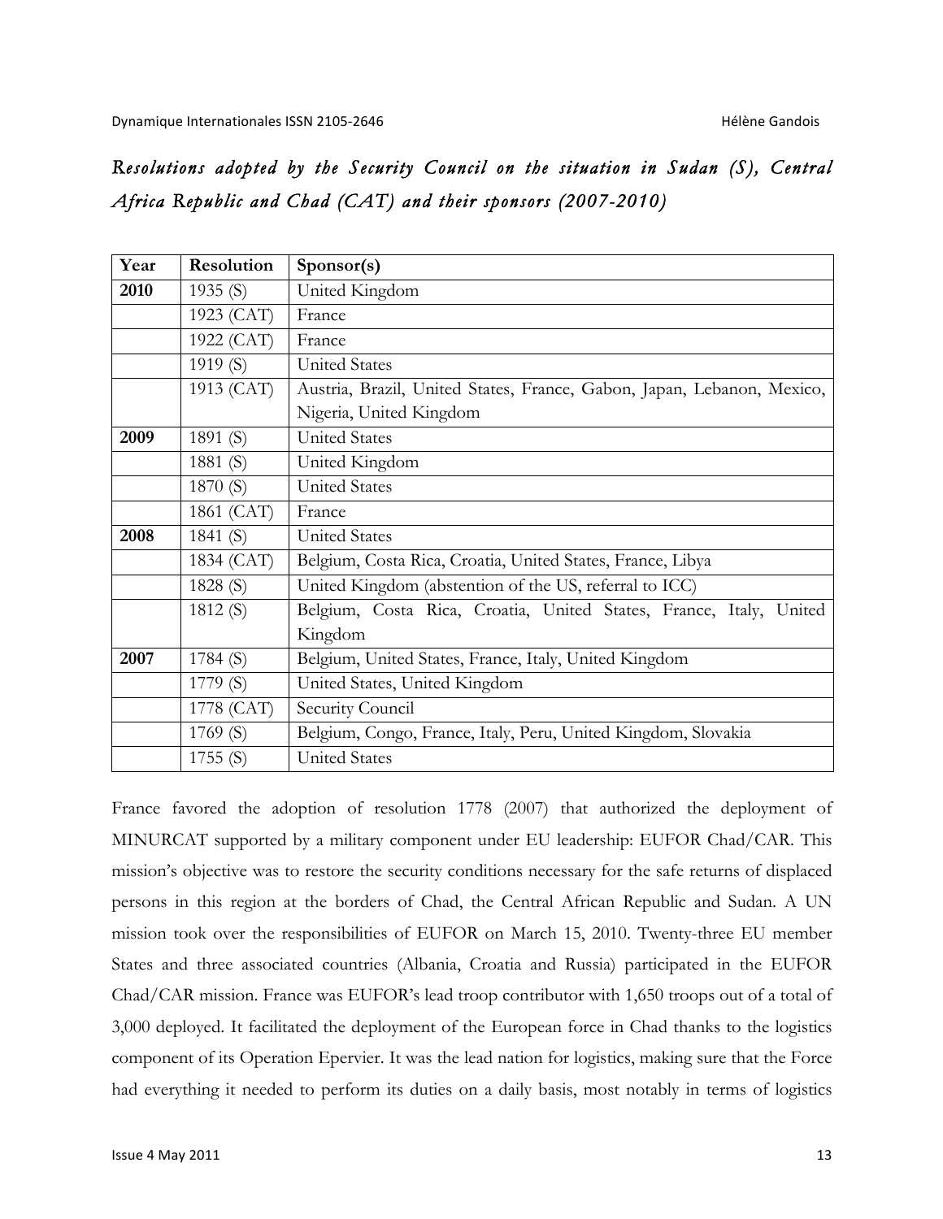*Resolutions adopted by the Security Council on the situation in Sudan (S), Central Africa Republic and Chad (CAT) and their sponsors (2007-2010)*

| Year | Resolution | Sponsor(s) |
|---|---|---|
| **2010** | 1935 (S) | United Kingdom |
| | 1923 (CAT) | France |
| | 1922 (CAT) | France |
| | 1919 (S) | United States |
| | 1913 (CAT) | Austria, Brazil, United States, France, Gabon, Japan, Lebanon, Mexico, Nigeria, United Kingdom |
| **2009** | 1891 (S) | United States |
| | 1881 (S) | United Kingdom |
| | 1870 (S) | United States |
| | 1861 (CAT) | France |
| **2008** | 1841 (S) | United States |
| | 1834 (CAT) | Belgium, Costa Rica, Croatia, United States, France, Libya |
| | 1828 (S) | United Kingdom (abstention of the US, referral to ICC) |
| | 1812 (S) | Belgium, Costa Rica, Croatia, United States, France, Italy, United Kingdom |
| **2007** | 1784 (S) | Belgium, United States, France, Italy, United Kingdom |
| | 1779 (S) | United States, United Kingdom |
| | 1778 (CAT) | Security Council |
| | 1769 (S) | Belgium, Congo, France, Italy, Peru, United Kingdom, Slovakia |
| | 1755 (S) | United States |

France favored the adoption of resolution 1778 (2007) that authorized the deployment of MINURCAT supported by a military component under EU leadership: EUFOR Chad/CAR. This mission's objective was to restore the security conditions necessary for the safe returns of displaced persons in this region at the borders of Chad, the Central African Republic and Sudan. A UN mission took over the responsibilities of EUFOR on March 15, 2010. Twenty-three EU member States and three associated countries (Albania, Croatia and Russia) participated in the EUFOR Chad/CAR mission. France was EUFOR's lead troop contributor with 1,650 troops out of a total of 3,000 deployed. It facilitated the deployment of the European force in Chad thanks to the logistics component of its Operation Epervier. It was the lead nation for logistics, making sure that the Force had everything it needed to perform its duties on a daily basis, most notably in terms of logistics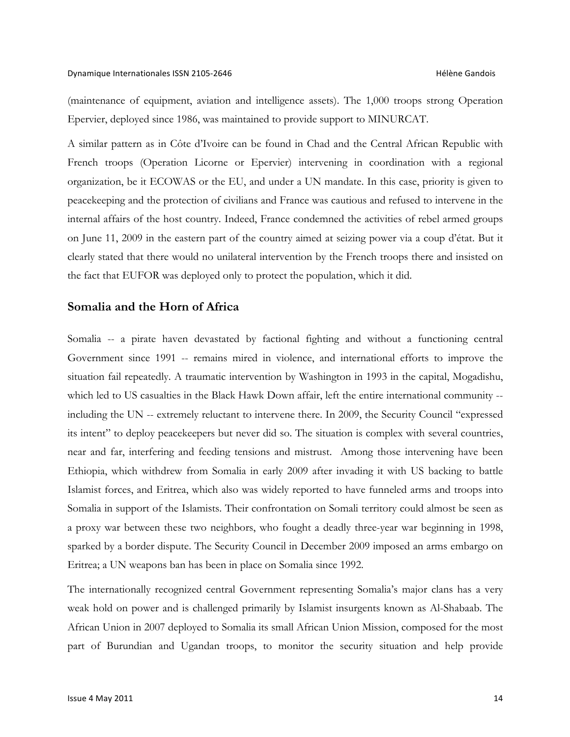(maintenance of equipment, aviation and intelligence assets). The 1,000 troops strong Operation Epervier, deployed since 1986, was maintained to provide support to MINURCAT.

A similar pattern as in Côte d'Ivoire can be found in Chad and the Central African Republic with French troops (Operation Licorne or Epervier) intervening in coordination with a regional organization, be it ECOWAS or the EU, and under a UN mandate. In this case, priority is given to peacekeeping and the protection of civilians and France was cautious and refused to intervene in the internal affairs of the host country. Indeed, France condemned the activities of rebel armed groups on June 11, 2009 in the eastern part of the country aimed at seizing power via a coup d'état. But it clearly stated that there would no unilateral intervention by the French troops there and insisted on the fact that EUFOR was deployed only to protect the population, which it did.

## Somalia and the Horn of Africa

Somalia -- a pirate haven devastated by factional fighting and without a functioning central Government since 1991 -- remains mired in violence, and international efforts to improve the situation fail repeatedly. A traumatic intervention by Washington in 1993 in the capital, Mogadishu, which led to US casualties in the Black Hawk Down affair, left the entire international community -- including the UN -- extremely reluctant to intervene there. In 2009, the Security Council "expressed its intent" to deploy peacekeepers but never did so. The situation is complex with several countries, near and far, interfering and feeding tensions and mistrust. Among those intervening have been Ethiopia, which withdrew from Somalia in early 2009 after invading it with US backing to battle Islamist forces, and Eritrea, which also was widely reported to have funneled arms and troops into Somalia in support of the Islamists. Their confrontation on Somali territory could almost be seen as a proxy war between these two neighbors, who fought a deadly three-year war beginning in 1998, sparked by a border dispute. The Security Council in December 2009 imposed an arms embargo on Eritrea; a UN weapons ban has been in place on Somalia since 1992.

The internationally recognized central Government representing Somalia's major clans has a very weak hold on power and is challenged primarily by Islamist insurgents known as Al-Shabaab. The African Union in 2007 deployed to Somalia its small African Union Mission, composed for the most part of Burundian and Ugandan troops, to monitor the security situation and help provide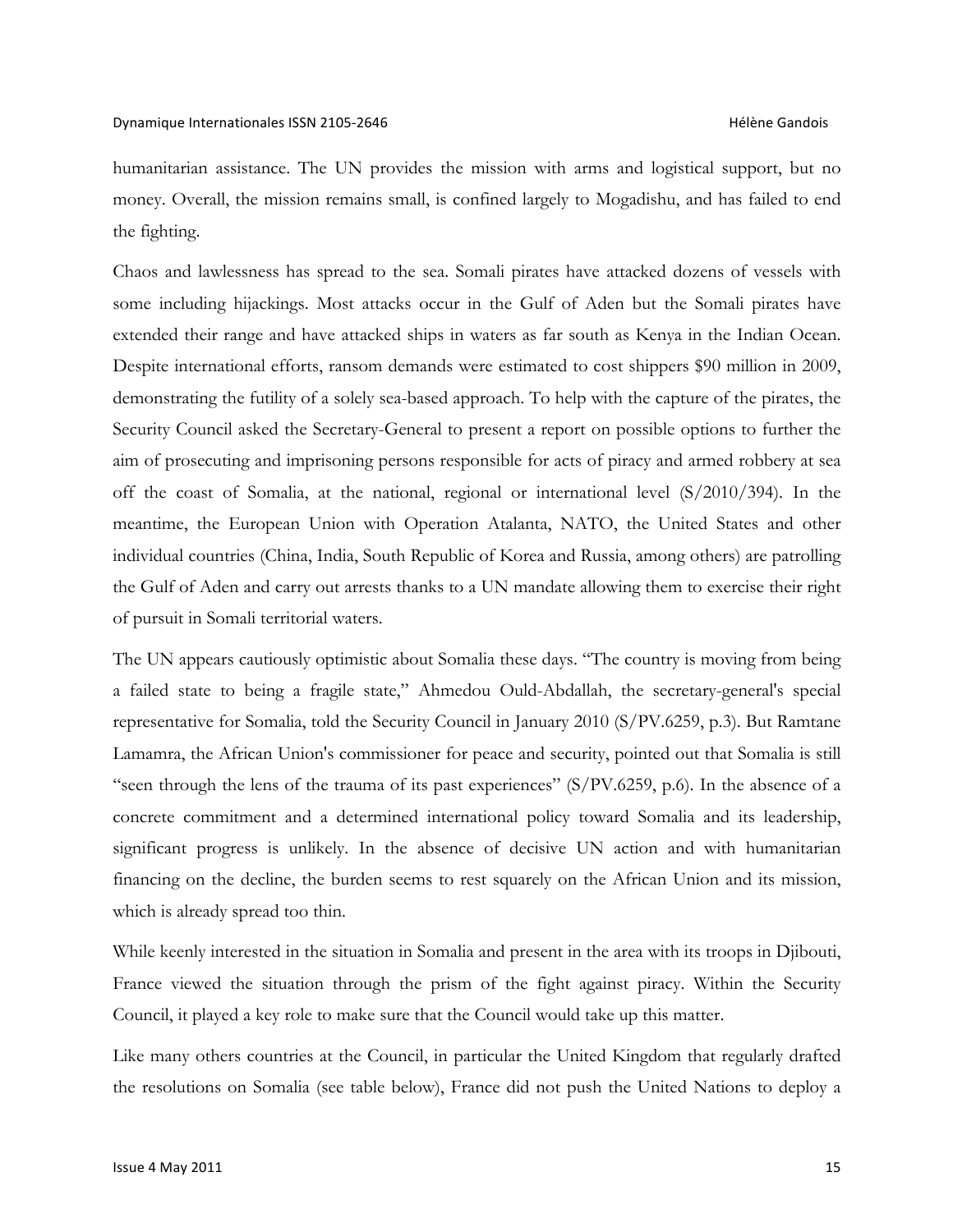humanitarian assistance. The UN provides the mission with arms and logistical support, but no money. Overall, the mission remains small, is confined largely to Mogadishu, and has failed to end the fighting.

Chaos and lawlessness has spread to the sea. Somali pirates have attacked dozens of vessels with some including hijackings. Most attacks occur in the Gulf of Aden but the Somali pirates have extended their range and have attacked ships in waters as far south as Kenya in the Indian Ocean. Despite international efforts, ransom demands were estimated to cost shippers $90 million in 2009, demonstrating the futility of a solely sea-based approach. To help with the capture of the pirates, the Security Council asked the Secretary-General to present a report on possible options to further the aim of prosecuting and imprisoning persons responsible for acts of piracy and armed robbery at sea off the coast of Somalia, at the national, regional or international level (S/2010/394). In the meantime, the European Union with Operation Atalanta, NATO, the United States and other individual countries (China, India, South Republic of Korea and Russia, among others) are patrolling the Gulf of Aden and carry out arrests thanks to a UN mandate allowing them to exercise their right of pursuit in Somali territorial waters.

The UN appears cautiously optimistic about Somalia these days. "The country is moving from being a failed state to being a fragile state," Ahmedou Ould-Abdallah, the secretary-general's special representative for Somalia, told the Security Council in January 2010 (S/PV.6259, p.3). But Ramtane Lamamra, the African Union's commissioner for peace and security, pointed out that Somalia is still "seen through the lens of the trauma of its past experiences" (S/PV.6259, p.6). In the absence of a concrete commitment and a determined international policy toward Somalia and its leadership, significant progress is unlikely. In the absence of decisive UN action and with humanitarian financing on the decline, the burden seems to rest squarely on the African Union and its mission, which is already spread too thin.

While keenly interested in the situation in Somalia and present in the area with its troops in Djibouti, France viewed the situation through the prism of the fight against piracy. Within the Security Council, it played a key role to make sure that the Council would take up this matter.

Like many others countries at the Council, in particular the United Kingdom that regularly drafted the resolutions on Somalia (see table below), France did not push the United Nations to deploy a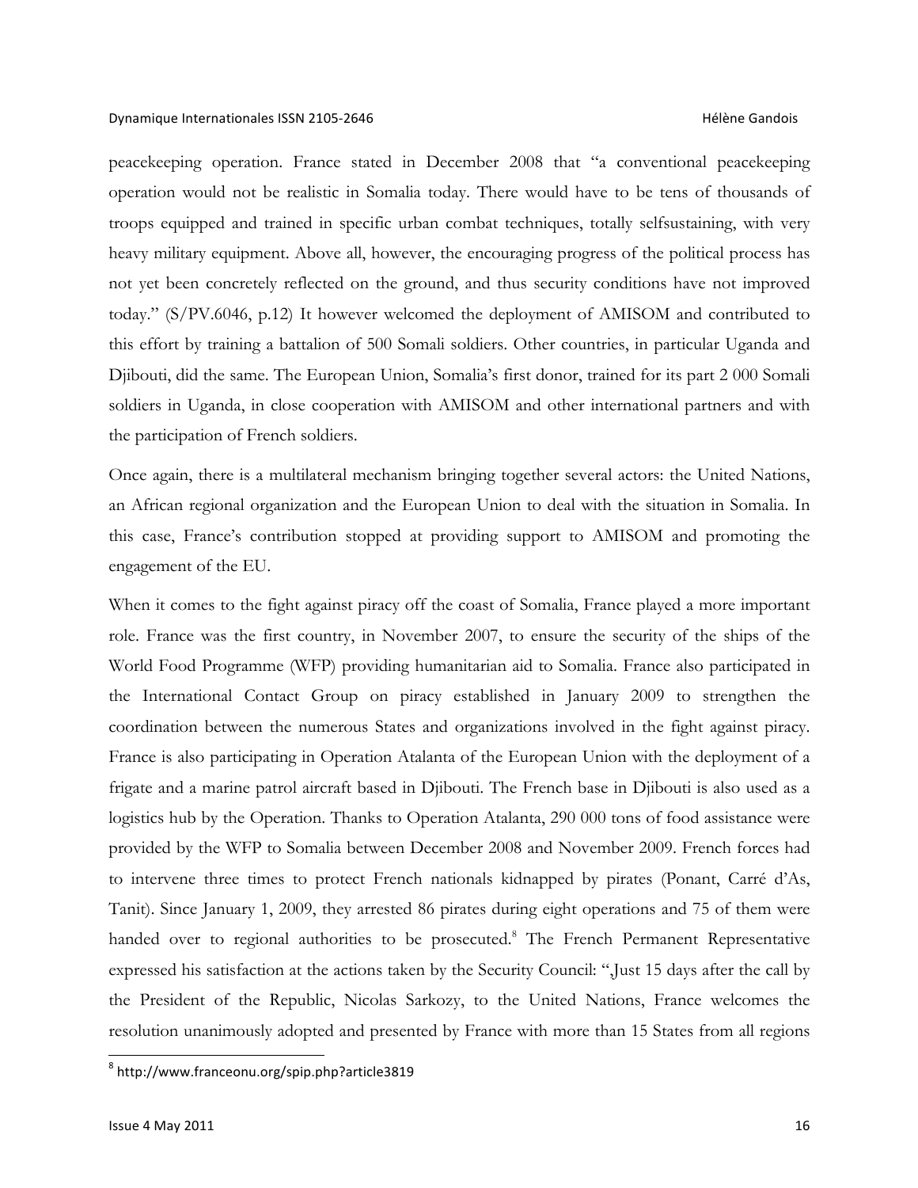peacekeeping operation. France stated in December 2008 that "a conventional peacekeeping operation would not be realistic in Somalia today. There would have to be tens of thousands of troops equipped and trained in specific urban combat techniques, totally selfsustaining, with very heavy military equipment. Above all, however, the encouraging progress of the political process has not yet been concretely reflected on the ground, and thus security conditions have not improved today." (S/PV.6046, p.12) It however welcomed the deployment of AMISOM and contributed to this effort by training a battalion of 500 Somali soldiers. Other countries, in particular Uganda and Djibouti, did the same. The European Union, Somalia's first donor, trained for its part 2 000 Somali soldiers in Uganda, in close cooperation with AMISOM and other international partners and with the participation of French soldiers.

Once again, there is a multilateral mechanism bringing together several actors: the United Nations, an African regional organization and the European Union to deal with the situation in Somalia. In this case, France's contribution stopped at providing support to AMISOM and promoting the engagement of the EU.

When it comes to the fight against piracy off the coast of Somalia, France played a more important role. France was the first country, in November 2007, to ensure the security of the ships of the World Food Programme (WFP) providing humanitarian aid to Somalia. France also participated in the International Contact Group on piracy established in January 2009 to strengthen the coordination between the numerous States and organizations involved in the fight against piracy. France is also participating in Operation Atalanta of the European Union with the deployment of a frigate and a marine patrol aircraft based in Djibouti. The French base in Djibouti is also used as a logistics hub by the Operation. Thanks to Operation Atalanta, 290 000 tons of food assistance were provided by the WFP to Somalia between December 2008 and November 2009. French forces had to intervene three times to protect French nationals kidnapped by pirates (Ponant, Carré d'As, Tanit). Since January 1, 2009, they arrested 86 pirates during eight operations and 75 of them were handed over to regional authorities to be prosecuted.[8] The French Permanent Representative expressed his satisfaction at the actions taken by the Security Council: "Just 15 days after the call by the President of the Republic, Nicolas Sarkozy, to the United Nations, France welcomes the resolution unanimously adopted and presented by France with more than 15 States from all regions

[8] http://www.franceonu.org/spip.php?article3819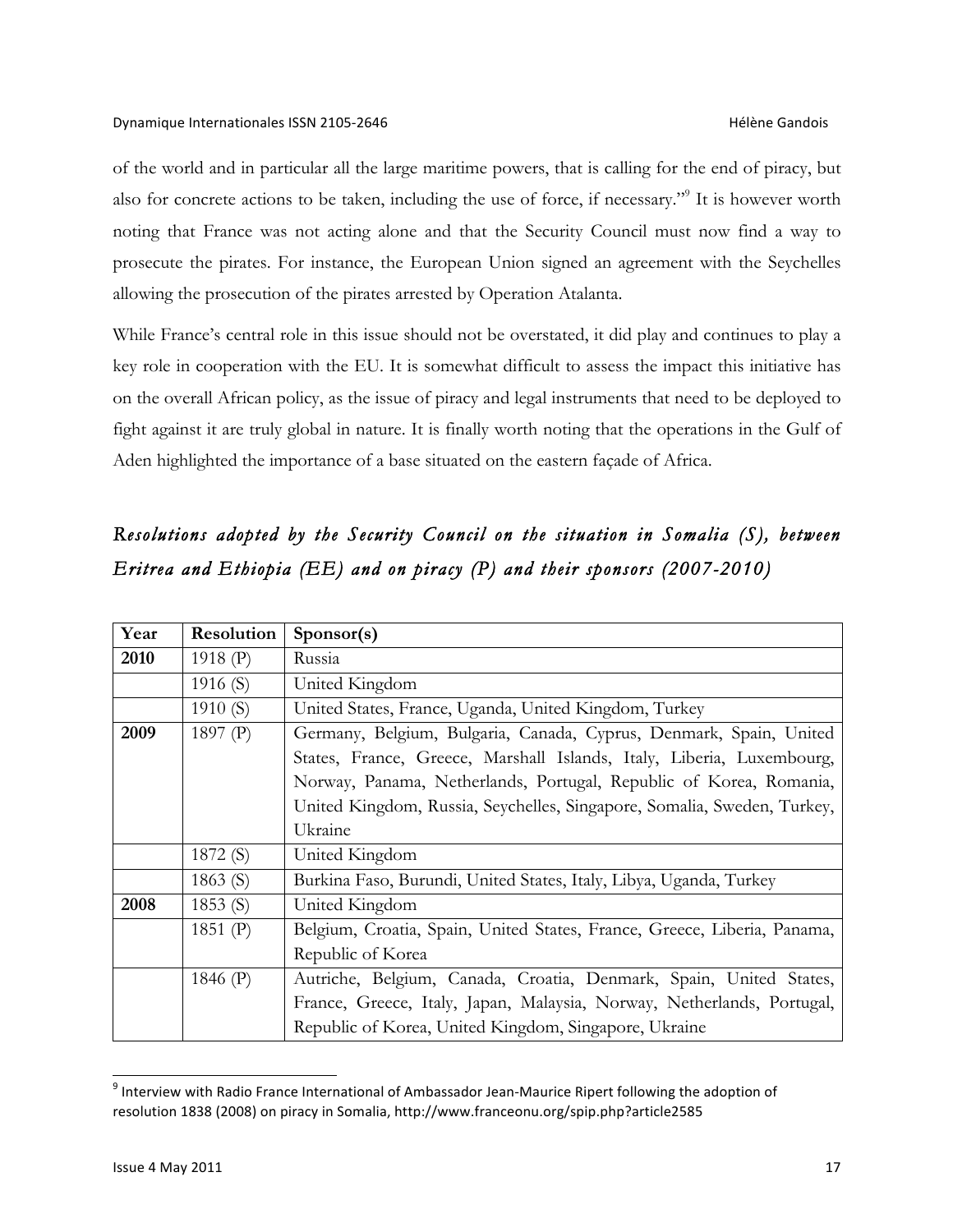of the world and in particular all the large maritime powers, that is calling for the end of piracy, but also for concrete actions to be taken, including the use of force, if necessary."[9] It is however worth noting that France was not acting alone and that the Security Council must now find a way to prosecute the pirates. For instance, the European Union signed an agreement with the Seychelles allowing the prosecution of the pirates arrested by Operation Atalanta.

While France's central role in this issue should not be overstated, it did play and continues to play a key role in cooperation with the EU. It is somewhat difficult to assess the impact this initiative has on the overall African policy, as the issue of piracy and legal instruments that need to be deployed to fight against it are truly global in nature. It is finally worth noting that the operations in the Gulf of Aden highlighted the importance of a base situated on the eastern façade of Africa.

## *Resolutions adopted by the Security Council on the situation in Somalia (S), between Eritrea and Ethiopia (EE) and on piracy (P) and their sponsors (2007-2010)*

| Year | Resolution | Sponsor(s) |
|---|---|---|
| **2010** | 1918 (P) | Russia |
| | 1916 (S) | United Kingdom |
| | 1910 (S) | United States, France, Uganda, United Kingdom, Turkey |
| **2009** | 1897 (P) | Germany, Belgium, Bulgaria, Canada, Cyprus, Denmark, Spain, United States, France, Greece, Marshall Islands, Italy, Liberia, Luxembourg, Norway, Panama, Netherlands, Portugal, Republic of Korea, Romania, United Kingdom, Russia, Seychelles, Singapore, Somalia, Sweden, Turkey, Ukraine |
| | 1872 (S) | United Kingdom |
| | 1863 (S) | Burkina Faso, Burundi, United States, Italy, Libya, Uganda, Turkey |
| **2008** | 1853 (S) | United Kingdom |
| | 1851 (P) | Belgium, Croatia, Spain, United States, France, Greece, Liberia, Panama, Republic of Korea |
| | 1846 (P) | Autriche, Belgium, Canada, Croatia, Denmark, Spain, United States, France, Greece, Italy, Japan, Malaysia, Norway, Netherlands, Portugal, Republic of Korea, United Kingdom, Singapore, Ukraine |

[9] Interview with Radio France International of Ambassador Jean-Maurice Ripert following the adoption of resolution 1838 (2008) on piracy in Somalia, http://www.franceonu.org/spip.php?article2585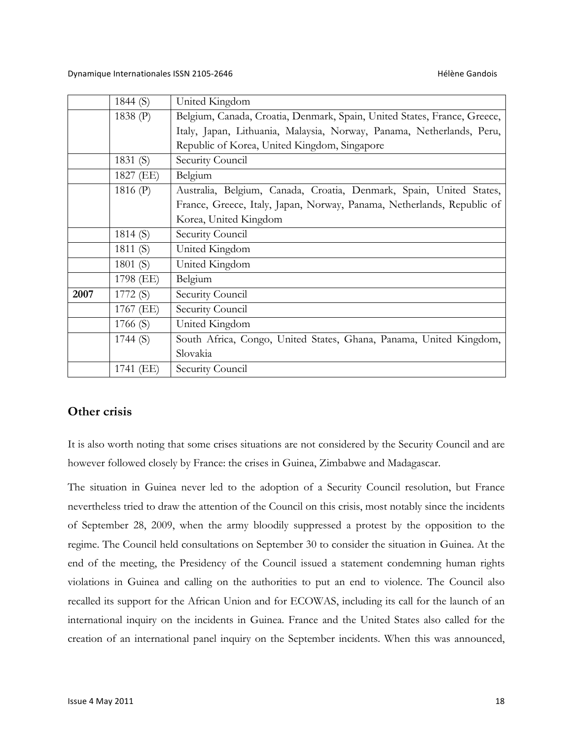| | | |
|---|---|---|
| | 1844 (S) | United Kingdom |
| | 1838 (P) | Belgium, Canada, Croatia, Denmark, Spain, United States, France, Greece, Italy, Japan, Lithuania, Malaysia, Norway, Panama, Netherlands, Peru, Republic of Korea, United Kingdom, Singapore |
| | 1831 (S) | Security Council |
| | 1827 (EE) | Belgium |
| | 1816 (P) | Australia, Belgium, Canada, Croatia, Denmark, Spain, United States, France, Greece, Italy, Japan, Norway, Panama, Netherlands, Republic of Korea, United Kingdom |
| | 1814 (S) | Security Council |
| | 1811 (S) | United Kingdom |
| | 1801 (S) | United Kingdom |
| | 1798 (EE) | Belgium |
| **2007** | 1772 (S) | Security Council |
| | 1767 (EE) | Security Council |
| | 1766 (S) | United Kingdom |
| | 1744 (S) | South Africa, Congo, United States, Ghana, Panama, United Kingdom, Slovakia |
| | 1741 (EE) | Security Council |

## Other crisis

It is also worth noting that some crises situations are not considered by the Security Council and are however followed closely by France: the crises in Guinea, Zimbabwe and Madagascar.

The situation in Guinea never led to the adoption of a Security Council resolution, but France nevertheless tried to draw the attention of the Council on this crisis, most notably since the incidents of September 28, 2009, when the army bloodily suppressed a protest by the opposition to the regime. The Council held consultations on September 30 to consider the situation in Guinea. At the end of the meeting, the Presidency of the Council issued a statement condemning human rights violations in Guinea and calling on the authorities to put an end to violence. The Council also recalled its support for the African Union and for ECOWAS, including its call for the launch of an international inquiry on the incidents in Guinea. France and the United States also called for the creation of an international panel inquiry on the September incidents. When this was announced,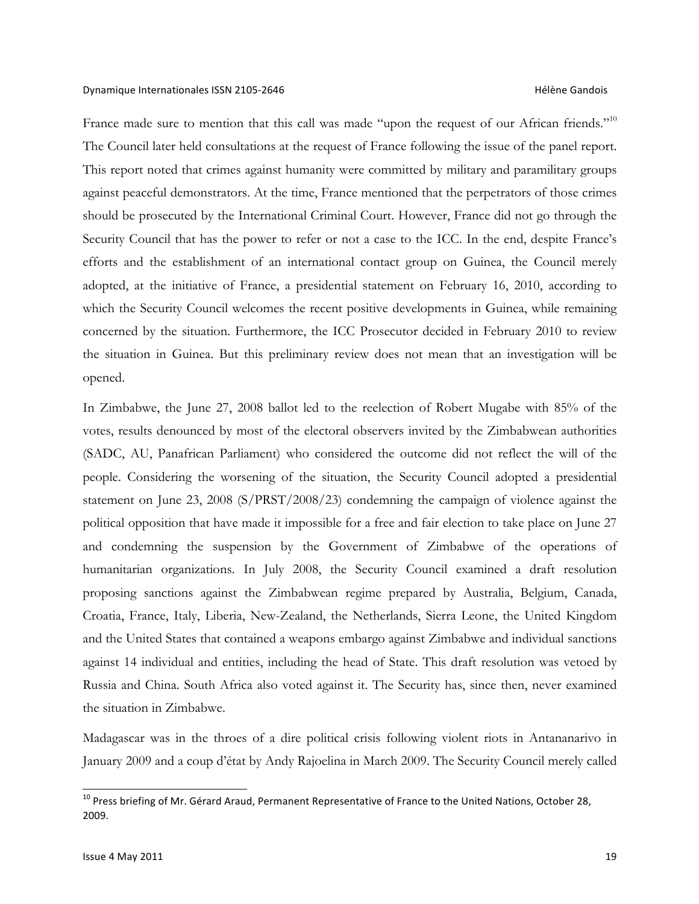France made sure to mention that this call was made "upon the request of our African friends."[10] The Council later held consultations at the request of France following the issue of the panel report. This report noted that crimes against humanity were committed by military and paramilitary groups against peaceful demonstrators. At the time, France mentioned that the perpetrators of those crimes should be prosecuted by the International Criminal Court. However, France did not go through the Security Council that has the power to refer or not a case to the ICC. In the end, despite France's efforts and the establishment of an international contact group on Guinea, the Council merely adopted, at the initiative of France, a presidential statement on February 16, 2010, according to which the Security Council welcomes the recent positive developments in Guinea, while remaining concerned by the situation. Furthermore, the ICC Prosecutor decided in February 2010 to review the situation in Guinea. But this preliminary review does not mean that an investigation will be opened.

In Zimbabwe, the June 27, 2008 ballot led to the reelection of Robert Mugabe with 85% of the votes, results denounced by most of the electoral observers invited by the Zimbabwean authorities (SADC, AU, Panafrican Parliament) who considered the outcome did not reflect the will of the people. Considering the worsening of the situation, the Security Council adopted a presidential statement on June 23, 2008 (S/PRST/2008/23) condemning the campaign of violence against the political opposition that have made it impossible for a free and fair election to take place on June 27 and condemning the suspension by the Government of Zimbabwe of the operations of humanitarian organizations. In July 2008, the Security Council examined a draft resolution proposing sanctions against the Zimbabwean regime prepared by Australia, Belgium, Canada, Croatia, France, Italy, Liberia, New-Zealand, the Netherlands, Sierra Leone, the United Kingdom and the United States that contained a weapons embargo against Zimbabwe and individual sanctions against 14 individual and entities, including the head of State. This draft resolution was vetoed by Russia and China. South Africa also voted against it. The Security has, since then, never examined the situation in Zimbabwe.

Madagascar was in the throes of a dire political crisis following violent riots in Antananarivo in January 2009 and a coup d'état by Andy Rajoelina in March 2009. The Security Council merely called

---

[10] Press briefing of Mr. Gérard Araud, Permanent Representative of France to the United Nations, October 28, 2009.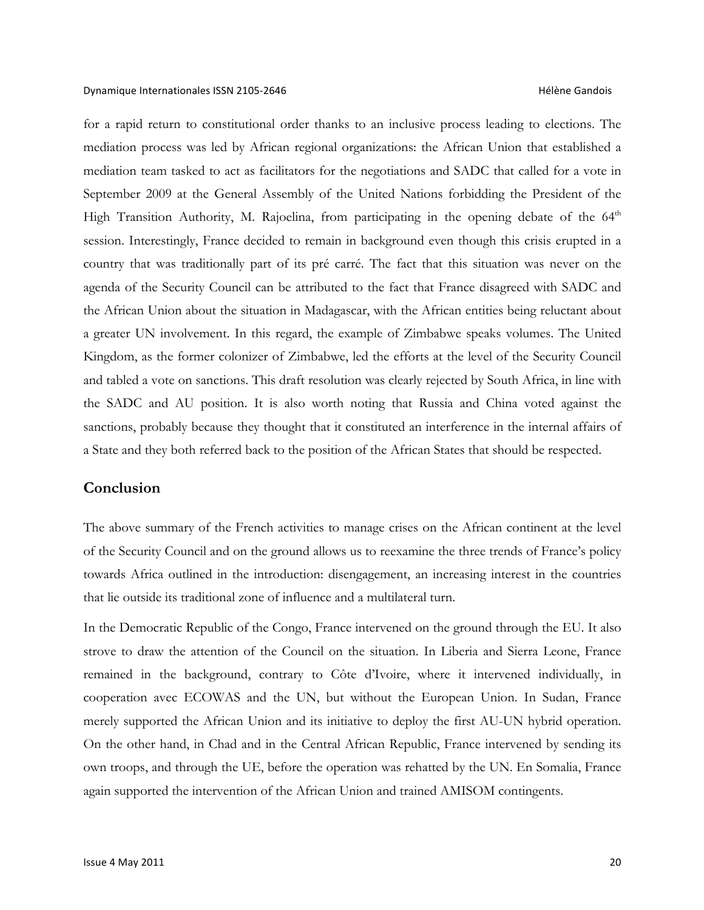for a rapid return to constitutional order thanks to an inclusive process leading to elections. The mediation process was led by African regional organizations: the African Union that established a mediation team tasked to act as facilitators for the negotiations and SADC that called for a vote in September 2009 at the General Assembly of the United Nations forbidding the President of the High Transition Authority, M. Rajoelina, from participating in the opening debate of the 64th session. Interestingly, France decided to remain in background even though this crisis erupted in a country that was traditionally part of its pré carré. The fact that this situation was never on the agenda of the Security Council can be attributed to the fact that France disagreed with SADC and the African Union about the situation in Madagascar, with the African entities being reluctant about a greater UN involvement. In this regard, the example of Zimbabwe speaks volumes. The United Kingdom, as the former colonizer of Zimbabwe, led the efforts at the level of the Security Council and tabled a vote on sanctions. This draft resolution was clearly rejected by South Africa, in line with the SADC and AU position. It is also worth noting that Russia and China voted against the sanctions, probably because they thought that it constituted an interference in the internal affairs of a State and they both referred back to the position of the African States that should be respected.

## Conclusion

The above summary of the French activities to manage crises on the African continent at the level of the Security Council and on the ground allows us to reexamine the three trends of France's policy towards Africa outlined in the introduction: disengagement, an increasing interest in the countries that lie outside its traditional zone of influence and a multilateral turn.

In the Democratic Republic of the Congo, France intervened on the ground through the EU. It also strove to draw the attention of the Council on the situation. In Liberia and Sierra Leone, France remained in the background, contrary to Côte d'Ivoire, where it intervened individually, in cooperation avec ECOWAS and the UN, but without the European Union. In Sudan, France merely supported the African Union and its initiative to deploy the first AU-UN hybrid operation. On the other hand, in Chad and in the Central African Republic, France intervened by sending its own troops, and through the UE, before the operation was rehatted by the UN. En Somalia, France again supported the intervention of the African Union and trained AMISOM contingents.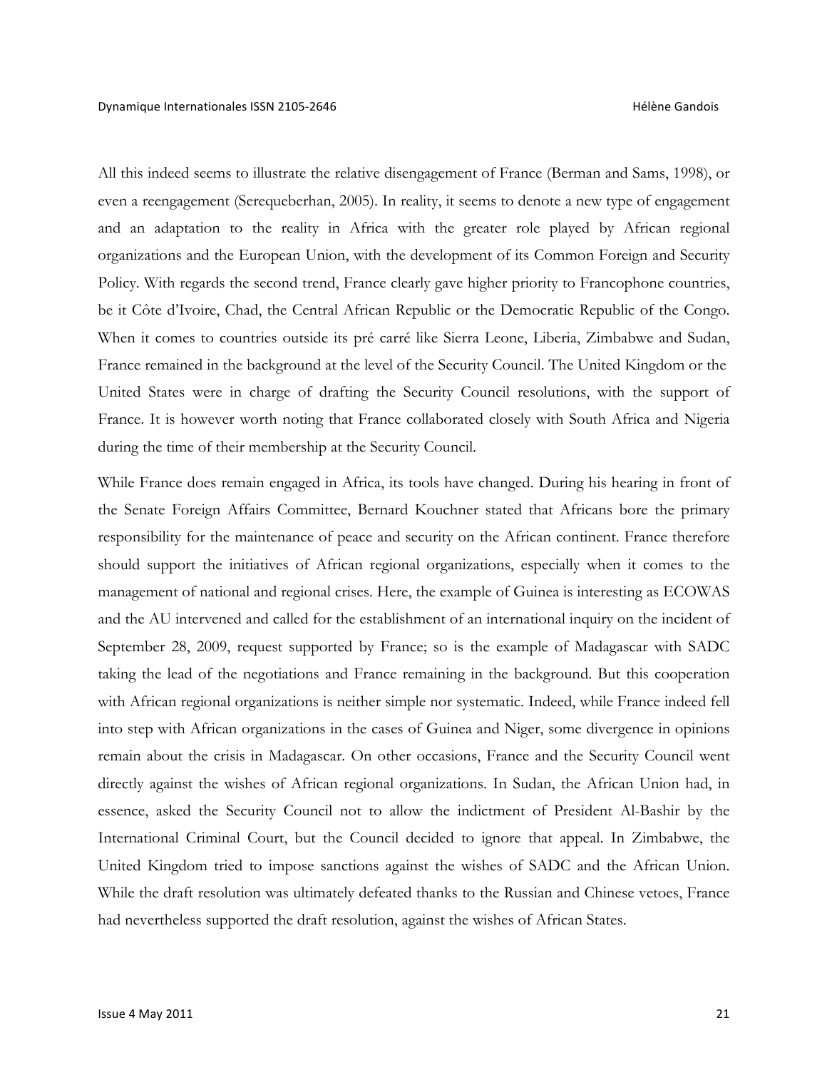All this indeed seems to illustrate the relative disengagement of France (Berman and Sams, 1998), or even a reengagement (Serequeberhan, 2005). In reality, it seems to denote a new type of engagement and an adaptation to the reality in Africa with the greater role played by African regional organizations and the European Union, with the development of its Common Foreign and Security Policy. With regards the second trend, France clearly gave higher priority to Francophone countries, be it Côte d'Ivoire, Chad, the Central African Republic or the Democratic Republic of the Congo. When it comes to countries outside its pré carré like Sierra Leone, Liberia, Zimbabwe and Sudan, France remained in the background at the level of the Security Council. The United Kingdom or the United States were in charge of drafting the Security Council resolutions, with the support of France. It is however worth noting that France collaborated closely with South Africa and Nigeria during the time of their membership at the Security Council.

While France does remain engaged in Africa, its tools have changed. During his hearing in front of the Senate Foreign Affairs Committee, Bernard Kouchner stated that Africans bore the primary responsibility for the maintenance of peace and security on the African continent. France therefore should support the initiatives of African regional organizations, especially when it comes to the management of national and regional crises. Here, the example of Guinea is interesting as ECOWAS and the AU intervened and called for the establishment of an international inquiry on the incident of September 28, 2009, request supported by France; so is the example of Madagascar with SADC taking the lead of the negotiations and France remaining in the background. But this cooperation with African regional organizations is neither simple nor systematic. Indeed, while France indeed fell into step with African organizations in the cases of Guinea and Niger, some divergence in opinions remain about the crisis in Madagascar. On other occasions, France and the Security Council went directly against the wishes of African regional organizations. In Sudan, the African Union had, in essence, asked the Security Council not to allow the indictment of President Al-Bashir by the International Criminal Court, but the Council decided to ignore that appeal. In Zimbabwe, the United Kingdom tried to impose sanctions against the wishes of SADC and the African Union. While the draft resolution was ultimately defeated thanks to the Russian and Chinese vetoes, France had nevertheless supported the draft resolution, against the wishes of African States.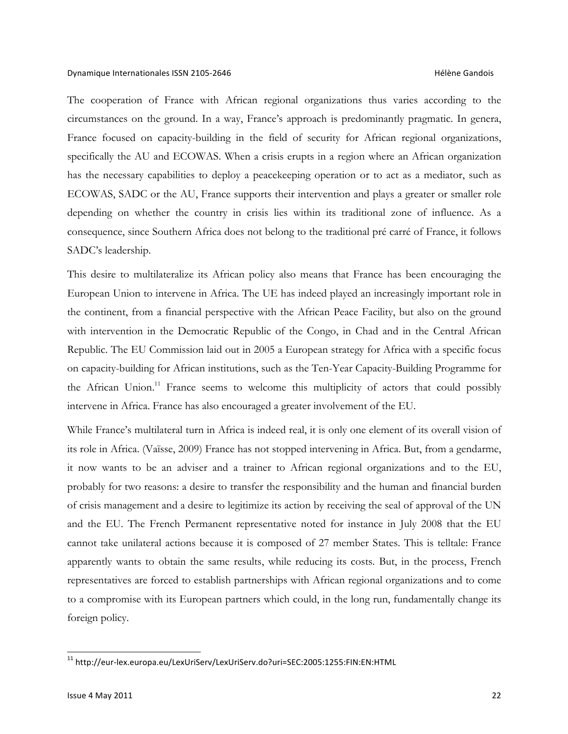The cooperation of France with African regional organizations thus varies according to the circumstances on the ground. In a way, France's approach is predominantly pragmatic. In genera, France focused on capacity-building in the field of security for African regional organizations, specifically the AU and ECOWAS. When a crisis erupts in a region where an African organization has the necessary capabilities to deploy a peacekeeping operation or to act as a mediator, such as ECOWAS, SADC or the AU, France supports their intervention and plays a greater or smaller role depending on whether the country in crisis lies within its traditional zone of influence. As a consequence, since Southern Africa does not belong to the traditional pré carré of France, it follows SADC's leadership.

This desire to multilateralize its African policy also means that France has been encouraging the European Union to intervene in Africa. The UE has indeed played an increasingly important role in the continent, from a financial perspective with the African Peace Facility, but also on the ground with intervention in the Democratic Republic of the Congo, in Chad and in the Central African Republic. The EU Commission laid out in 2005 a European strategy for Africa with a specific focus on capacity-building for African institutions, such as the Ten-Year Capacity-Building Programme for the African Union.[11] France seems to welcome this multiplicity of actors that could possibly intervene in Africa. France has also encouraged a greater involvement of the EU.

While France's multilateral turn in Africa is indeed real, it is only one element of its overall vision of its role in Africa. (Vaïsse, 2009) France has not stopped intervening in Africa. But, from a gendarme, it now wants to be an adviser and a trainer to African regional organizations and to the EU, probably for two reasons: a desire to transfer the responsibility and the human and financial burden of crisis management and a desire to legitimize its action by receiving the seal of approval of the UN and the EU. The French Permanent representative noted for instance in July 2008 that the EU cannot take unilateral actions because it is composed of 27 member States. This is telltale: France apparently wants to obtain the same results, while reducing its costs. But, in the process, French representatives are forced to establish partnerships with African regional organizations and to come to a compromise with its European partners which could, in the long run, fundamentally change its foreign policy.

[11] http://eur-lex.europa.eu/LexUriServ/LexUriServ.do?uri=SEC:2005:1255:FIN:EN:HTML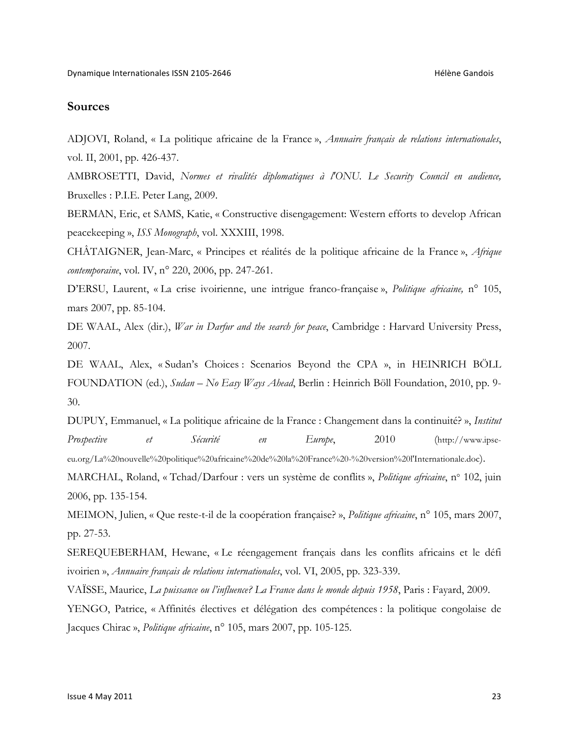## Sources

ADJOVI, Roland, « La politique africaine de la France », *Annuaire français de relations internationales*, vol. II, 2001, pp. 426-437.

AMBROSETTI, David, *Normes et rivalités diplomatiques à l'ONU. Le Security Council en audience,* Bruxelles : P.I.E. Peter Lang, 2009.

BERMAN, Eric, et SAMS, Katie, « Constructive disengagement: Western efforts to develop African peacekeeping », *ISS Monograph*, vol. XXXIII, 1998.

CHÂTAIGNER, Jean-Marc, « Principes et réalités de la politique africaine de la France », *Afrique contemporaine*, vol. IV, n° 220, 2006, pp. 247-261.

D'ERSU, Laurent, « La crise ivoirienne, une intrigue franco-française », *Politique africaine,* n° 105, mars 2007, pp. 85-104.

DE WAAL, Alex (dir.), *War in Darfur and the search for peace*, Cambridge : Harvard University Press, 2007.

DE WAAL, Alex, « Sudan's Choices : Scenarios Beyond the CPA », in HEINRICH BÖLL FOUNDATION (ed.), *Sudan – No Easy Ways Ahead*, Berlin : Heinrich Böll Foundation, 2010, pp. 9-30.

DUPUY, Emmanuel, « La politique africaine de la France : Changement dans la continuité? », *Institut Prospective et Sécurité en Europe*, 2010 (http://www.ipse-eu.org/La%20nouvelle%20politique%20africaine%20de%20la%20France%20-%20version%20l'Internationale.doc).

MARCHAL, Roland, « Tchad/Darfour : vers un système de conflits », *Politique africaine*, n° 102, juin 2006, pp. 135-154.

MEIMON, Julien, « Que reste-t-il de la coopération française? », *Politique africaine*, n° 105, mars 2007, pp. 27-53.

SEREQUEBERHAM, Hewane, « Le réengagement français dans les conflits africains et le défi ivoirien », *Annuaire français de relations internationales*, vol. VI, 2005, pp. 323-339.

VAÏSSE, Maurice, *La puissance ou l'influence? La France dans le monde depuis 1958*, Paris : Fayard, 2009.

YENGO, Patrice, « Affinités électives et délégation des compétences : la politique congolaise de Jacques Chirac », *Politique africaine*, n° 105, mars 2007, pp. 105-125.